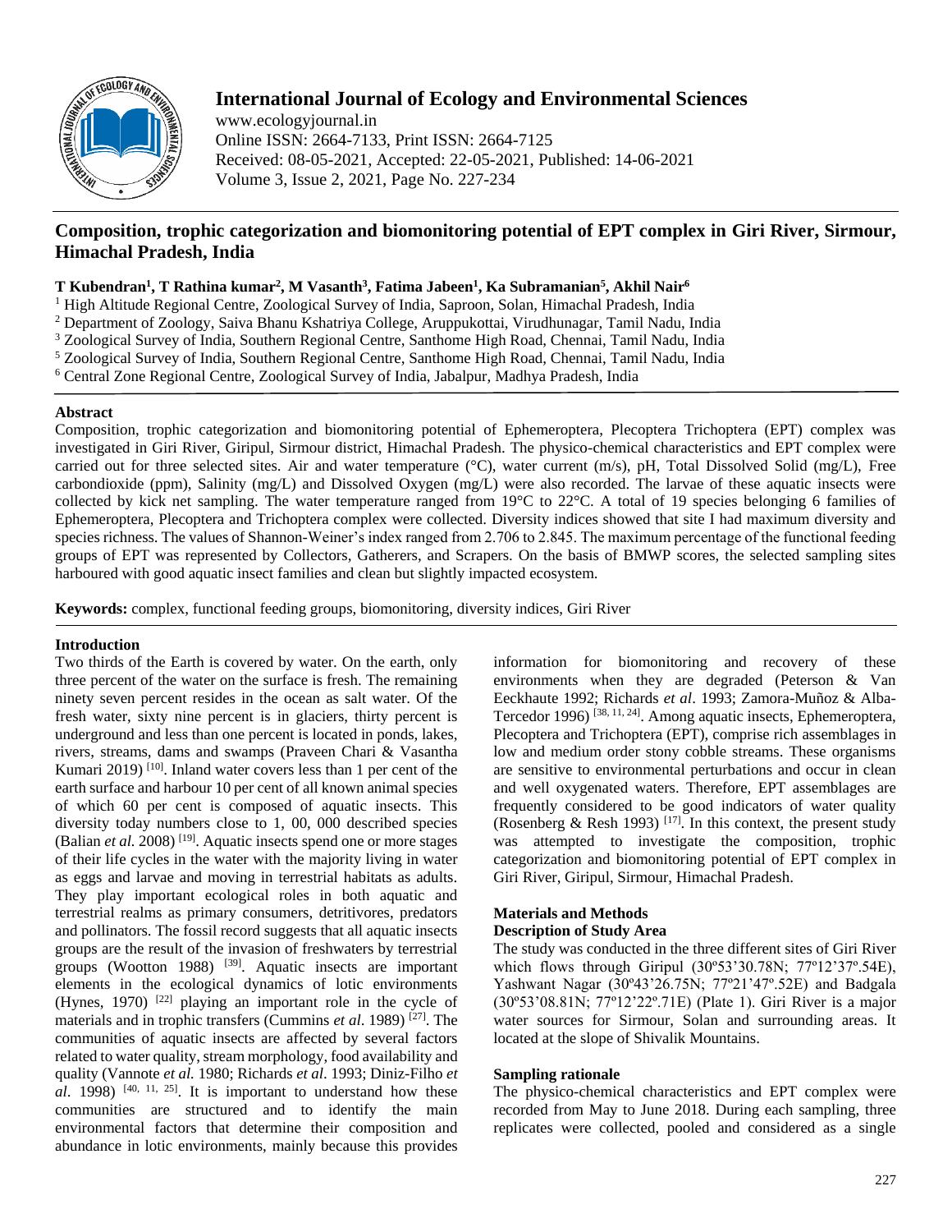# Composition, trophic categorization and biomonitoring potential of EPT complex in Giri River, Sirmour, Himachal Pradesh, India

**T Kubendran[1], T Rathina kumar[2], M Vasanth[3], Fatima Jabeen[1], Ka Subramanian[5], Akhil Nair[6]**

[1] High Altitude Regional Centre, Zoological Survey of India, Saproon, Solan, Himachal Pradesh, India
[2] Department of Zoology, Saiva Bhanu Kshatriya College, Aruppukottai, Virudhunagar, Tamil Nadu, India
[3] Zoological Survey of India, Southern Regional Centre, Santhome High Road, Chennai, Tamil Nadu, India
[5] Zoological Survey of India, Southern Regional Centre, Santhome High Road, Chennai, Tamil Nadu, India
[6] Central Zone Regional Centre, Zoological Survey of India, Jabalpur, Madhya Pradesh, India

## Abstract

Composition, trophic categorization and biomonitoring potential of Ephemeroptera, Plecoptera Trichoptera (EPT) complex was investigated in Giri River, Giripul, Sirmour district, Himachal Pradesh. The physico-chemical characteristics and EPT complex were carried out for three selected sites. Air and water temperature (°C), water current (m/s), pH, Total Dissolved Solid (mg/L), Free carbondioxide (ppm), Salinity (mg/L) and Dissolved Oxygen (mg/L) were also recorded. The larvae of these aquatic insects were collected by kick net sampling. The water temperature ranged from 19°C to 22°C. A total of 19 species belonging 6 families of Ephemeroptera, Plecoptera and Trichoptera complex were collected. Diversity indices showed that site I had maximum diversity and species richness. The values of Shannon-Weiner's index ranged from 2.706 to 2.845. The maximum percentage of the functional feeding groups of EPT was represented by Collectors, Gatherers, and Scrapers. On the basis of BMWP scores, the selected sampling sites harboured with good aquatic insect families and clean but slightly impacted ecosystem.

**Keywords:** complex, functional feeding groups, biomonitoring, diversity indices, Giri River

## Introduction

Two thirds of the Earth is covered by water. On the earth, only three percent of the water on the surface is fresh. The remaining ninety seven percent resides in the ocean as salt water. Of the fresh water, sixty nine percent is in glaciers, thirty percent is underground and less than one percent is located in ponds, lakes, rivers, streams, dams and swamps (Praveen Chari & Vasantha Kumari 2019) [10]. Inland water covers less than 1 per cent of the earth surface and harbour 10 per cent of all known animal species of which 60 per cent is composed of aquatic insects. This diversity today numbers close to 1, 00, 000 described species (Balian *et al.* 2008) [19]. Aquatic insects spend one or more stages of their life cycles in the water with the majority living in water as eggs and larvae and moving in terrestrial habitats as adults. They play important ecological roles in both aquatic and terrestrial realms as primary consumers, detritivores, predators and pollinators. The fossil record suggests that all aquatic insects groups are the result of the invasion of freshwaters by terrestrial groups (Wootton 1988) [39]. Aquatic insects are important elements in the ecological dynamics of lotic environments (Hynes, 1970) [22] playing an important role in the cycle of materials and in trophic transfers (Cummins *et al.* 1989) [27]. The communities of aquatic insects are affected by several factors related to water quality, stream morphology, food availability and quality (Vannote *et al.* 1980; Richards *et al.* 1993; Diniz-Filho *et al.* 1998) [40, 11, 25]. It is important to understand how these communities are structured and to identify the main environmental factors that determine their composition and abundance in lotic environments, mainly because this provides information for biomonitoring and recovery of these environments when they are degraded (Peterson & Van Eeckhaute 1992; Richards *et al.* 1993; Zamora-Muñoz & Alba-Tercedor 1996) [38, 11, 24]. Among aquatic insects, Ephemeroptera, Plecoptera and Trichoptera (EPT), comprise rich assemblages in low and medium order stony cobble streams. These organisms are sensitive to environmental perturbations and occur in clean and well oxygenated waters. Therefore, EPT assemblages are frequently considered to be good indicators of water quality (Rosenberg & Resh 1993) [17]. In this context, the present study was attempted to investigate the composition, trophic categorization and biomonitoring potential of EPT complex in Giri River, Giripul, Sirmour, Himachal Pradesh.

## Materials and Methods

### Description of Study Area

The study was conducted in the three different sites of Giri River which flows through Giripul (30º53'30.78N; 77º12'37º.54E), Yashwant Nagar (30º43'26.75N; 77º21'47º.52E) and Badgala (30º53'08.81N; 77º12'22º.71E) (Plate 1). Giri River is a major water sources for Sirmour, Solan and surrounding areas. It located at the slope of Shivalik Mountains.

### Sampling rationale

The physico-chemical characteristics and EPT complex were recorded from May to June 2018. During each sampling, three replicates were collected, pooled and considered as a single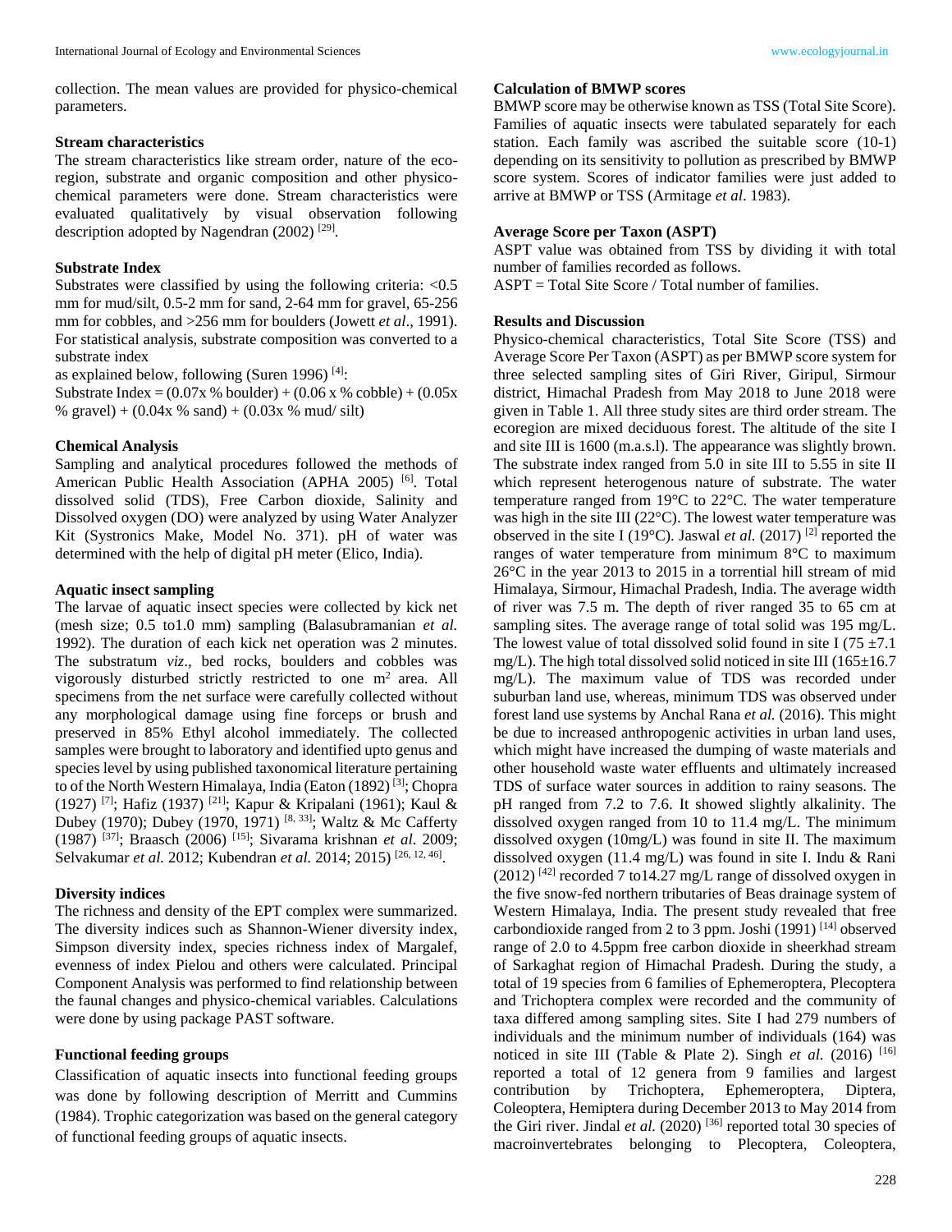collection. The mean values are provided for physico-chemical parameters.

### Stream characteristics

The stream characteristics like stream order, nature of the eco-region, substrate and organic composition and other physico-chemical parameters were done. Stream characteristics were evaluated qualitatively by visual observation following description adopted by Nagendran (2002) [29].

### Substrate Index

Substrates were classified by using the following criteria: <0.5 mm for mud/silt, 0.5-2 mm for sand, 2-64 mm for gravel, 65-256 mm for cobbles, and >256 mm for boulders (Jowett *et al*., 1991). For statistical analysis, substrate composition was converted to a substrate index

as explained below, following (Suren 1996) [4]:

Substrate Index = (0.07x % boulder) + (0.06 x % cobble) + (0.05x % gravel) + (0.04x % sand) + (0.03x % mud/ silt)

### Chemical Analysis

Sampling and analytical procedures followed the methods of American Public Health Association (APHA 2005) [6]. Total dissolved solid (TDS), Free Carbon dioxide, Salinity and Dissolved oxygen (DO) were analyzed by using Water Analyzer Kit (Systronics Make, Model No. 371). pH of water was determined with the help of digital pH meter (Elico, India).

### Aquatic insect sampling

The larvae of aquatic insect species were collected by kick net (mesh size; 0.5 to1.0 mm) sampling (Balasubramanian *et al.* 1992). The duration of each kick net operation was 2 minutes. The substratum *viz*., bed rocks, boulders and cobbles was vigorously disturbed strictly restricted to one $m^2$ area. All specimens from the net surface were carefully collected without any morphological damage using fine forceps or brush and preserved in 85% Ethyl alcohol immediately. The collected samples were brought to laboratory and identified upto genus and species level by using published taxonomical literature pertaining to of the North Western Himalaya, India (Eaton (1892) [3]; Chopra (1927) [7]; Hafiz (1937) [21]; Kapur & Kripalani (1961); Kaul & Dubey (1970); Dubey (1970, 1971) [8, 33]; Waltz & Mc Cafferty (1987) [37]; Braasch (2006) [15]; Sivarama krishnan *et al*. 2009; Selvakumar *et al.* 2012; Kubendran *et al.* 2014; 2015) [26, 12, 46].

### Diversity indices

The richness and density of the EPT complex were summarized. The diversity indices such as Shannon-Wiener diversity index, Simpson diversity index, species richness index of Margalef, evenness of index Pielou and others were calculated. Principal Component Analysis was performed to find relationship between the faunal changes and physico-chemical variables. Calculations were done by using package PAST software.

### Functional feeding groups

Classification of aquatic insects into functional feeding groups was done by following description of Merritt and Cummins (1984). Trophic categorization was based on the general category of functional feeding groups of aquatic insects.

### Calculation of BMWP scores

BMWP score may be otherwise known as TSS (Total Site Score). Families of aquatic insects were tabulated separately for each station. Each family was ascribed the suitable score (10-1) depending on its sensitivity to pollution as prescribed by BMWP score system. Scores of indicator families were just added to arrive at BMWP or TSS (Armitage *et al*. 1983).

### Average Score per Taxon (ASPT)

ASPT value was obtained from TSS by dividing it with total number of families recorded as follows.

ASPT = Total Site Score / Total number of families.

## Results and Discussion

Physico-chemical characteristics, Total Site Score (TSS) and Average Score Per Taxon (ASPT) as per BMWP score system for three selected sampling sites of Giri River, Giripul, Sirmour district, Himachal Pradesh from May 2018 to June 2018 were given in Table 1. All three study sites are third order stream. The ecoregion are mixed deciduous forest. The altitude of the site I and site III is 1600 (m.a.s.l). The appearance was slightly brown. The substrate index ranged from 5.0 in site III to 5.55 in site II which represent heterogenous nature of substrate. The water temperature ranged from 19°C to 22°C. The water temperature was high in the site III (22°C). The lowest water temperature was observed in the site I (19°C). Jaswal *et al.* (2017) [2] reported the ranges of water temperature from minimum 8°C to maximum 26°C in the year 2013 to 2015 in a torrential hill stream of mid Himalaya, Sirmour, Himachal Pradesh, India. The average width of river was 7.5 m. The depth of river ranged 35 to 65 cm at sampling sites. The average range of total solid was 195 mg/L. The lowest value of total dissolved solid found in site I (75 ±7.1 mg/L). The high total dissolved solid noticed in site III (165±16.7 mg/L). The maximum value of TDS was recorded under suburban land use, whereas, minimum TDS was observed under forest land use systems by Anchal Rana *et al.* (2016). This might be due to increased anthropogenic activities in urban land uses, which might have increased the dumping of waste materials and other household waste water effluents and ultimately increased TDS of surface water sources in addition to rainy seasons. The pH ranged from 7.2 to 7.6. It showed slightly alkalinity. The dissolved oxygen ranged from 10 to 11.4 mg/L. The minimum dissolved oxygen (10mg/L) was found in site II. The maximum dissolved oxygen (11.4 mg/L) was found in site I. Indu & Rani (2012) [42] recorded 7 to14.27 mg/L range of dissolved oxygen in the five snow-fed northern tributaries of Beas drainage system of Western Himalaya, India. The present study revealed that free carbondioxide ranged from 2 to 3 ppm. Joshi (1991) [14] observed range of 2.0 to 4.5ppm free carbon dioxide in sheerkhad stream of Sarkaghat region of Himachal Pradesh. During the study, a total of 19 species from 6 families of Ephemeroptera, Plecoptera and Trichoptera complex were recorded and the community of taxa differed among sampling sites. Site I had 279 numbers of individuals and the minimum number of individuals (164) was noticed in site III (Table & Plate 2). Singh *et al.* (2016) [16] reported a total of 12 genera from 9 families and largest contribution by Trichoptera, Ephemeroptera, Diptera, Coleoptera, Hemiptera during December 2013 to May 2014 from the Giri river. Jindal *et al.* (2020) [36] reported total 30 species of macroinvertebrates belonging to Plecoptera, Coleoptera,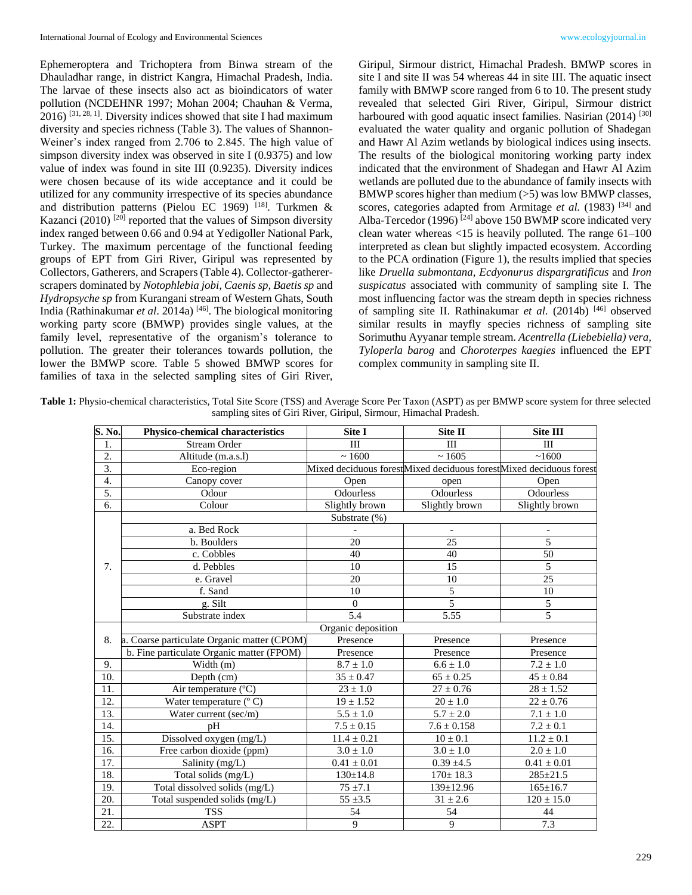Ephemeroptera and Trichoptera from Binwa stream of the Dhauladhar range, in district Kangra, Himachal Pradesh, India. The larvae of these insects also act as bioindicators of water pollution (NCDEHNR 1997; Mohan 2004; Chauhan & Verma, 2016) [31, 28, 1]. Diversity indices showed that site I had maximum diversity and species richness (Table 3). The values of Shannon-Weiner's index ranged from 2.706 to 2.845. The high value of simpson diversity index was observed in site I (0.9375) and low value of index was found in site III (0.9235). Diversity indices were chosen because of its wide acceptance and it could be utilized for any community irrespective of its species abundance and distribution patterns (Pielou EC 1969) [18]. Turkmen & Kazanci (2010) [20] reported that the values of Simpson diversity index ranged between 0.66 and 0.94 at Yedigoller National Park, Turkey. The maximum percentage of the functional feeding groups of EPT from Giri River, Giripul was represented by Collectors, Gatherers, and Scrapers (Table 4). Collector-gatherer-scrapers dominated by *Notophlebia jobi, Caenis sp, Baetis sp* and *Hydropsyche sp* from Kurangani stream of Western Ghats, South India (Rathinakumar *et al*. 2014a) [46]. The biological monitoring working party score (BMWP) provides single values, at the family level, representative of the organism's tolerance to pollution. The greater their tolerances towards pollution, the lower the BMWP score. Table 5 showed BMWP scores for families of taxa in the selected sampling sites of Giri River, Giripul, Sirmour district, Himachal Pradesh. BMWP scores in site I and site II was 54 whereas 44 in site III. The aquatic insect family with BMWP score ranged from 6 to 10. The present study revealed that selected Giri River, Giripul, Sirmour district harboured with good aquatic insect families. Nasirian (2014) [30] evaluated the water quality and organic pollution of Shadegan and Hawr Al Azim wetlands by biological indices using insects. The results of the biological monitoring working party index indicated that the environment of Shadegan and Hawr Al Azim wetlands are polluted due to the abundance of family insects with BMWP scores higher than medium (>5) was low BMWP classes, scores, categories adapted from Armitage *et al.* (1983) [34] and Alba-Tercedor (1996) [24] above 150 BWMP score indicated very clean water whereas <15 is heavily polluted. The range 61–100 interpreted as clean but slightly impacted ecosystem. According to the PCA ordination (Figure 1), the results implied that species like *Druella submontana, Ecdyonurus dispargratificus* and *Iron suspicatus* associated with community of sampling site I. The most influencing factor was the stream depth in species richness of sampling site II. Rathinakumar *et al.* (2014b) [46] observed similar results in mayfly species richness of sampling site Sorimuthu Ayyanar temple stream. *Acentrella (Liebebiella) vera, Tyloperla barog* and *Choroterpes kaegies* influenced the EPT complex community in sampling site II.

**Table 1:** Physio-chemical characteristics, Total Site Score (TSS) and Average Score Per Taxon (ASPT) as per BMWP score system for three selected sampling sites of Giri River, Giripul, Sirmour, Himachal Pradesh.

| S. No. | Physico-chemical characteristics | Site I | Site II | Site III |
|---|---|---|---|---|
| 1. | Stream Order | III | III | III |
| 2. | Altitude (m.a.s.l) | ~ 1600 | ~ 1605 | ~1600 |
| 3. | Eco-region | Mixed deciduous forest | Mixed deciduous forest | Mixed deciduous forest |
| 4. | Canopy cover | Open | open | Open |
| 5. | Odour | Odourless | Odourless | Odourless |
| 6. | Colour | Slightly brown | Slightly brown | Slightly brown |
| 7. | Substrate (%) | | | |
| | a. Bed Rock | - | - | - |
| | b. Boulders | 20 | 25 | 5 |
| | c. Cobbles | 40 | 40 | 50 |
| | d. Pebbles | 10 | 15 | 5 |
| | e. Gravel | 20 | 10 | 25 |
| | f. Sand | 10 | 5 | 10 |
| | g. Silt | 0 | 5 | 5 |
| | Substrate index | 5.4 | 5.55 | 5 |
| 8. | Organic deposition | | | |
| | a. Coarse particulate Organic matter (CPOM) | Presence | Presence | Presence |
| | b. Fine particulate Organic matter (FPOM) | Presence | Presence | Presence |
| 9. | Width (m) | 8.7 ± 1.0 | 6.6 ± 1.0 | 7.2 ± 1.0 |
| 10. | Depth (cm) | 35 ± 0.47 | 65 ± 0.25 | 45 ± 0.84 |
| 11. | Air temperature (ºC) | 23 ± 1.0 | 27 ± 0.76 | 28 ± 1.52 |
| 12. | Water temperature (º C) | 19 ± 1.52 | 20 ± 1.0 | 22 ± 0.76 |
| 13. | Water current (sec/m) | 5.5 ± 1.0 | 5.7 ± 2.0 | 7.1 ± 1.0 |
| 14. | pH | 7.5 ± 0.15 | 7.6 ± 0.158 | 7.2 ± 0.1 |
| 15. | Dissolved oxygen (mg/L) | 11.4 ± 0.21 | 10 ± 0.1 | 11.2 ± 0.1 |
| 16. | Free carbon dioxide (ppm) | 3.0 ± 1.0 | 3.0 ± 1.0 | 2.0 ± 1.0 |
| 17. | Salinity (mg/L) | 0.41 ± 0.01 | 0.39 ±4.5 | 0.41 ± 0.01 |
| 18. | Total solids (mg/L) | 130±14.8 | 170± 18.3 | 285±21.5 |
| 19. | Total dissolved solids (mg/L) | 75 ±7.1 | 139±12.96 | 165±16.7 |
| 20. | Total suspended solids (mg/L) | 55 ±3.5 | 31 ± 2.6 | 120 ± 15.0 |
| 21. | TSS | 54 | 54 | 44 |
| 22. | ASPT | 9 | 9 | 7.3 |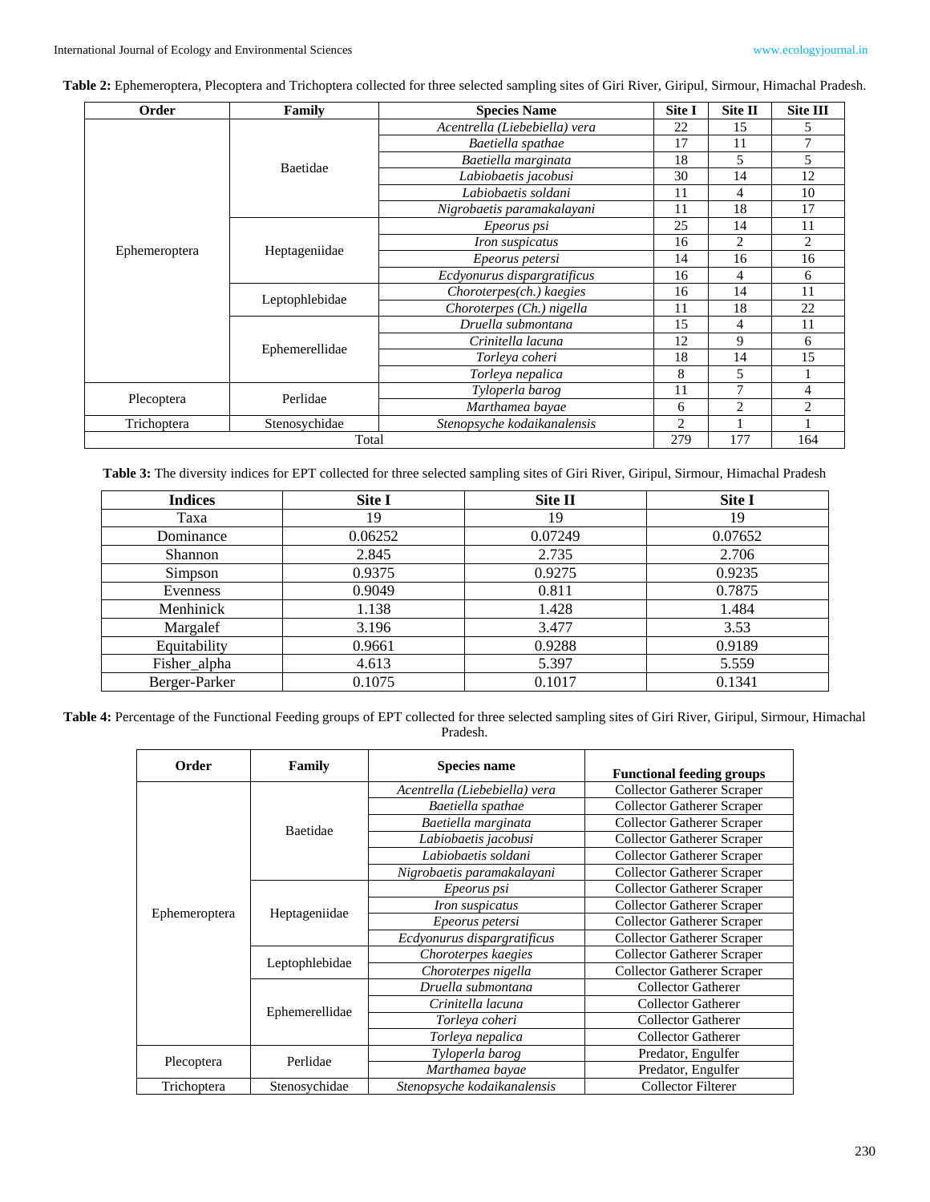**Table 2:** Ephemeroptera, Plecoptera and Trichoptera collected for three selected sampling sites of Giri River, Giripul, Sirmour, Himachal Pradesh.

| Order | Family | Species Name | Site I | Site II | Site III |
|---|---|---|---|---|---|
| Ephemeroptera | Baetidae | *Acentrella (Liebebiella) vera* | 22 | 15 | 5 |
| | | *Baetiella spathae* | 17 | 11 | 7 |
| | | *Baetiella marginata* | 18 | 5 | 5 |
| | | *Labiobaetis jacobusi* | 30 | 14 | 12 |
| | | *Labiobaetis soldani* | 11 | 4 | 10 |
| | | *Nigrobaetis paramakalayani* | 11 | 18 | 17 |
| | Heptageniidae | *Epeorus psi* | 25 | 14 | 11 |
| | | *Iron suspicatus* | 16 | 2 | 2 |
| | | *Epeorus petersi* | 14 | 16 | 16 |
| | | *Ecdyonurus dispargratificus* | 16 | 4 | 6 |
| | Leptophlebidae | *Choroterpes(ch.) kaegies* | 16 | 14 | 11 |
| | | *Choroterpes (Ch.) nigella* | 11 | 18 | 22 |
| | Ephemerellidae | *Druella submontana* | 15 | 4 | 11 |
| | | *Crinitella lacuna* | 12 | 9 | 6 |
| | | *Torleya coheri* | 18 | 14 | 15 |
| | | *Torleya nepalica* | 8 | 5 | 1 |
| Plecoptera | Perlidae | *Tyloperla barog* | 11 | 7 | 4 |
| | | *Marthamea bayae* | 6 | 2 | 2 |
| Trichoptera | Stenosychidae | *Stenopsyche kodaikanalensis* | 2 | 1 | 1 |
| Total | | | 279 | 177 | 164 |

**Table 3:** The diversity indices for EPT collected for three selected sampling sites of Giri River, Giripul, Sirmour, Himachal Pradesh

| Indices | Site I | Site II | Site I |
|---|---|---|---|
| Taxa | 19 | 19 | 19 |
| Dominance | 0.06252 | 0.07249 | 0.07652 |
| Shannon | 2.845 | 2.735 | 2.706 |
| Simpson | 0.9375 | 0.9275 | 0.9235 |
| Evenness | 0.9049 | 0.811 | 0.7875 |
| Menhinick | 1.138 | 1.428 | 1.484 |
| Margalef | 3.196 | 3.477 | 3.53 |
| Equitability | 0.9661 | 0.9288 | 0.9189 |
| Fisher_alpha | 4.613 | 5.397 | 5.559 |
| Berger-Parker | 0.1075 | 0.1017 | 0.1341 |

**Table 4:** Percentage of the Functional Feeding groups of EPT collected for three selected sampling sites of Giri River, Giripul, Sirmour, Himachal Pradesh.

| Order | Family | Species name | Functional feeding groups |
|---|---|---|---|
| Ephemeroptera | Baetidae | *Acentrella (Liebebiella) vera* | Collector Gatherer Scraper |
| | | *Baetiella spathae* | Collector Gatherer Scraper |
| | | *Baetiella marginata* | Collector Gatherer Scraper |
| | | *Labiobaetis jacobusi* | Collector Gatherer Scraper |
| | | *Labiobaetis soldani* | Collector Gatherer Scraper |
| | | *Nigrobaetis paramakalayani* | Collector Gatherer Scraper |
| | Heptageniidae | *Epeorus psi* | Collector Gatherer Scraper |
| | | *Iron suspicatus* | Collector Gatherer Scraper |
| | | *Epeorus petersi* | Collector Gatherer Scraper |
| | | *Ecdyonurus dispargratificus* | Collector Gatherer Scraper |
| | Leptophlebidae | *Choroterpes kaegies* | Collector Gatherer Scraper |
| | | *Choroterpes nigella* | Collector Gatherer Scraper |
| | Ephemerellidae | *Druella submontana* | Collector Gatherer |
| | | *Crinitella lacuna* | Collector Gatherer |
| | | *Torleya coheri* | Collector Gatherer |
| | | *Torleya nepalica* | Collector Gatherer |
| Plecoptera | Perlidae | *Tyloperla barog* | Predator, Engulfer |
| | | *Marthamea bayae* | Predator, Engulfer |
| Trichoptera | Stenosychidae | *Stenopsyche kodaikanalensis* | Collector Filterer |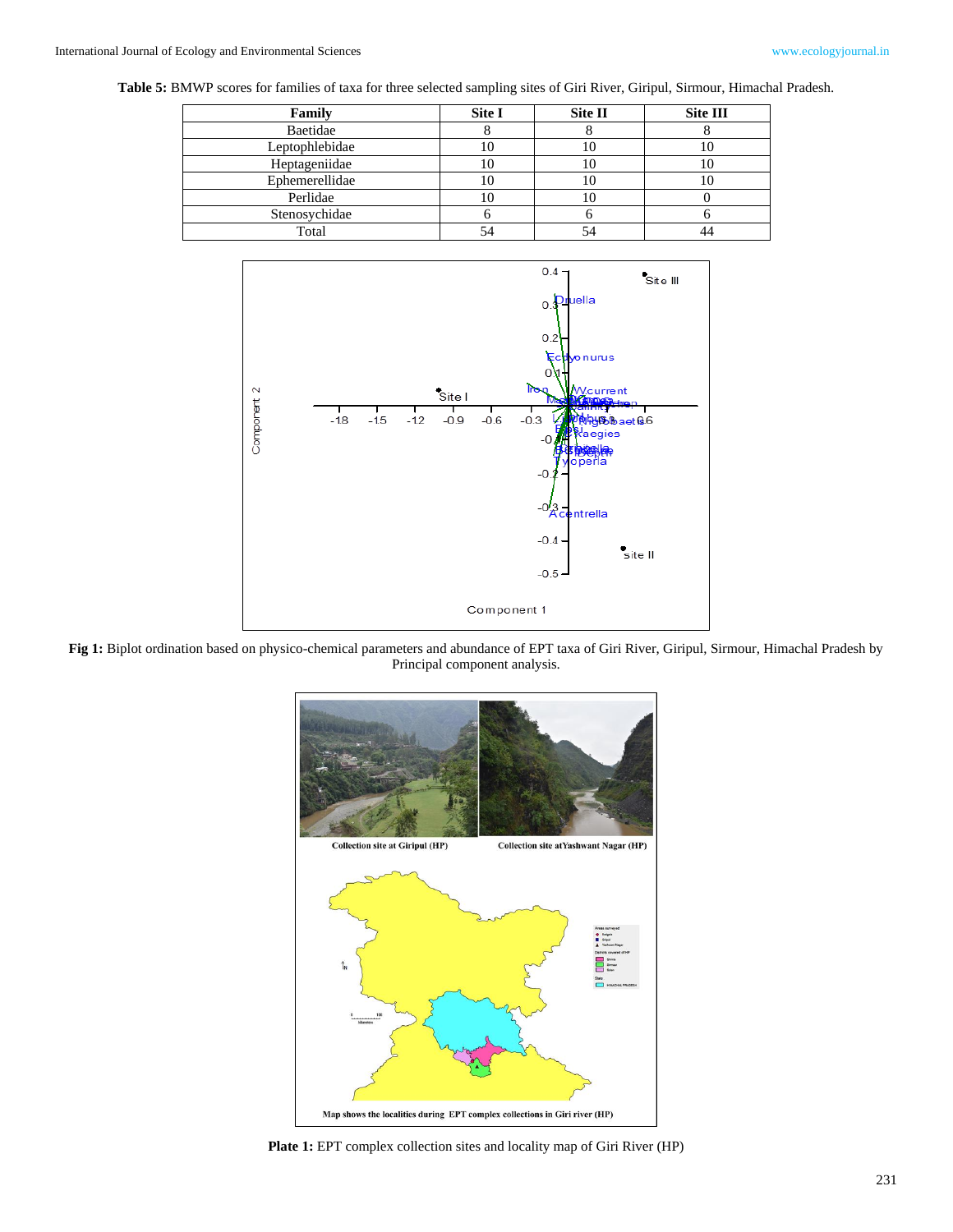**Table 5:** BMWP scores for families of taxa for three selected sampling sites of Giri River, Giripul, Sirmour, Himachal Pradesh.

| Family | Site I | Site II | Site III |
|---|---|---|---|
| Baetidae | 8 | 8 | 8 |
| Leptophlebidae | 10 | 10 | 10 |
| Heptageniidae | 10 | 10 | 10 |
| Ephemerellidae | 10 | 10 | 10 |
| Perlidae | 10 | 10 | 0 |
| Stenosychidae | 6 | 6 | 6 |
| Total | 54 | 54 | 44 |

**Fig 1:** Biplot ordination based on physico-chemical parameters and abundance of EPT taxa of Giri River, Giripul, Sirmour, Himachal Pradesh by Principal component analysis.

**Plate 1:** EPT complex collection sites and locality map of Giri River (HP)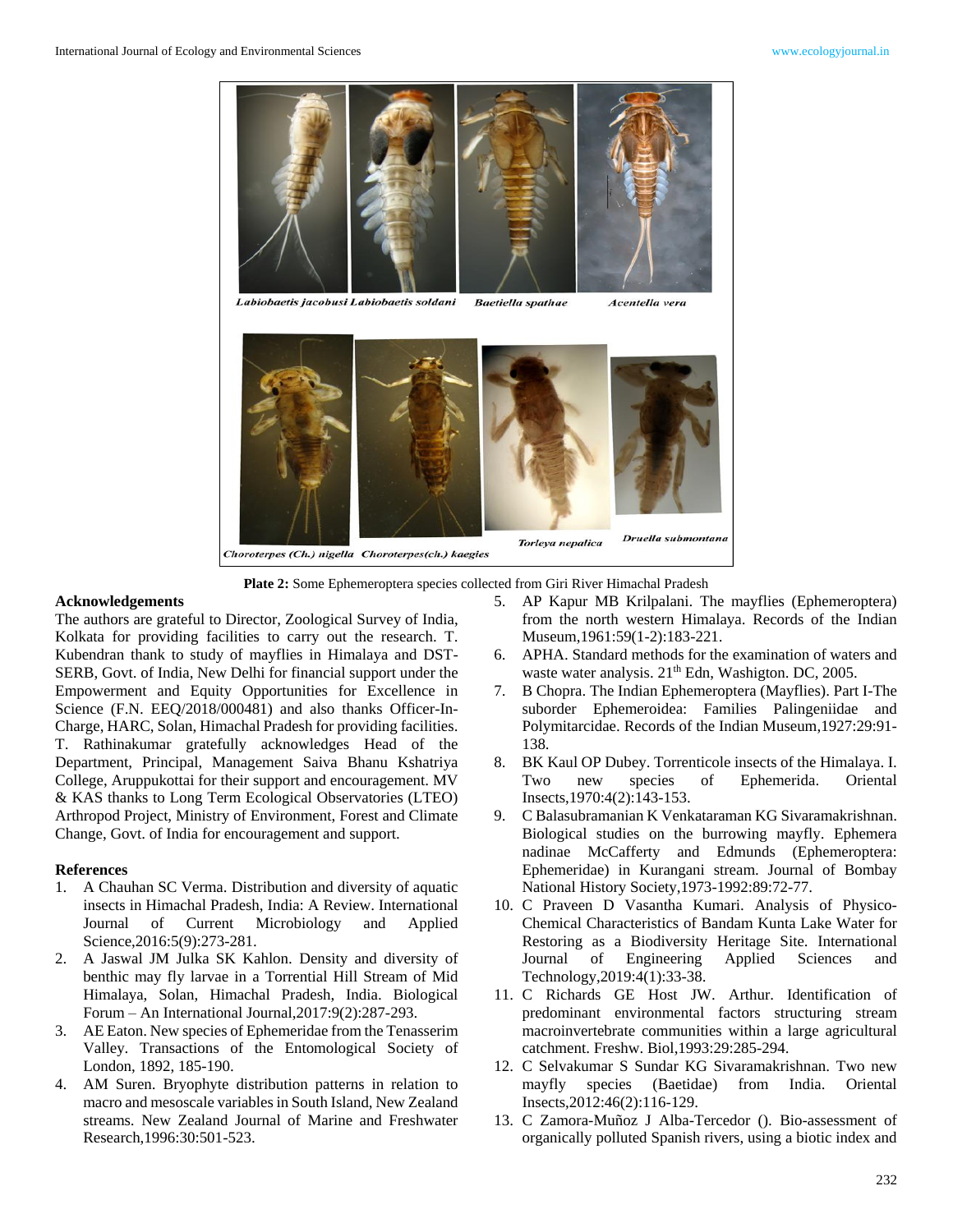Plate 2: Some Ephemeroptera species collected from Giri River Himachal Pradesh

## Acknowledgements

The authors are grateful to Director, Zoological Survey of India, Kolkata for providing facilities to carry out the research. T. Kubendran thank to study of mayflies in Himalaya and DST-SERB, Govt. of India, New Delhi for financial support under the Empowerment and Equity Opportunities for Excellence in Science (F.N. EEQ/2018/000481) and also thanks Officer-In-Charge, HARC, Solan, Himachal Pradesh for providing facilities. T. Rathinakumar gratefully acknowledges Head of the Department, Principal, Management Saiva Bhanu Kshatriya College, Aruppukottai for their support and encouragement. MV & KAS thanks to Long Term Ecological Observatories (LTEO) Arthropod Project, Ministry of Environment, Forest and Climate Change, Govt. of India for encouragement and support.

## References

1. A Chauhan SC Verma. Distribution and diversity of aquatic insects in Himachal Pradesh, India: A Review. International Journal of Current Microbiology and Applied Science,2016:5(9):273-281.
2. A Jaswal JM Julka SK Kahlon. Density and diversity of benthic may fly larvae in a Torrential Hill Stream of Mid Himalaya, Solan, Himachal Pradesh, India. Biological Forum – An International Journal,2017:9(2):287-293.
3. AE Eaton. New species of Ephemeridae from the Tenasserim Valley. Transactions of the Entomological Society of London, 1892, 185-190.
4. AM Suren. Bryophyte distribution patterns in relation to macro and mesoscale variables in South Island, New Zealand streams. New Zealand Journal of Marine and Freshwater Research,1996:30:501-523.
5. AP Kapur MB Krilpalani. The mayflies (Ephemeroptera) from the north western Himalaya. Records of the Indian Museum,1961:59(1-2):183-221.
6. APHA. Standard methods for the examination of waters and waste water analysis. 21th Edn, Washigton. DC, 2005.
7. B Chopra. The Indian Ephemeroptera (Mayflies). Part I-The suborder Ephemeroidea: Families Palingeniidae and Polymitarcidae. Records of the Indian Museum,1927:29:91-138.
8. BK Kaul OP Dubey. Torrenticole insects of the Himalaya. I. Two new species of Ephemerida. Oriental Insects,1970:4(2):143-153.
9. C Balasubramanian K Venkataraman KG Sivaramakrishnan. Biological studies on the burrowing mayfly. Ephemera nadinae McCafferty and Edmunds (Ephemeroptera: Ephemeridae) in Kurangani stream. Journal of Bombay National History Society,1973-1992:89:72-77.
10. C Praveen D Vasantha Kumari. Analysis of Physico-Chemical Characteristics of Bandam Kunta Lake Water for Restoring as a Biodiversity Heritage Site. International Journal of Engineering Applied Sciences and Technology,2019:4(1):33-38.
11. C Richards GE Host JW. Arthur. Identification of predominant environmental factors structuring stream macroinvertebrate communities within a large agricultural catchment. Freshw. Biol,1993:29:285-294.
12. C Selvakumar S Sundar KG Sivaramakrishnan. Two new mayfly species (Baetidae) from India. Oriental Insects,2012:46(2):116-129.
13. C Zamora-Muñoz J Alba-Tercedor (). Bio-assessment of organically polluted Spanish rivers, using a biotic index and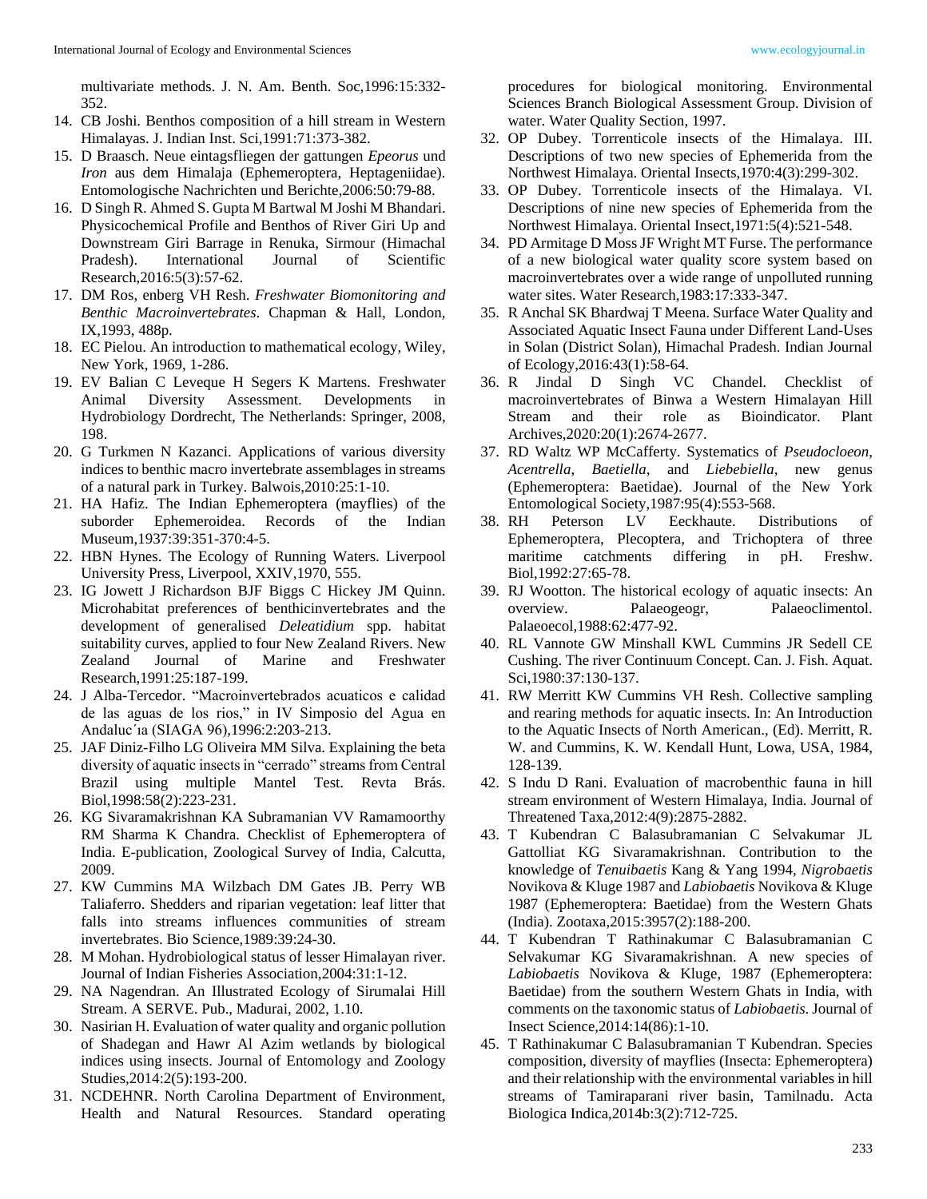multivariate methods. J. N. Am. Benth. Soc,1996:15:332-352.

14. CB Joshi. Benthos composition of a hill stream in Western Himalayas. J. Indian Inst. Sci,1991:71:373-382.
15. D Braasch. Neue eintagsfliegen der gattungen *Epeorus* und *Iron* aus dem Himalaja (Ephemeroptera, Heptageniidae). Entomologische Nachrichten und Berichte,2006:50:79-88.
16. D Singh R. Ahmed S. Gupta M Bartwal M Joshi M Bhandari. Physicochemical Profile and Benthos of River Giri Up and Downstream Giri Barrage in Renuka, Sirmour (Himachal Pradesh). International Journal of Scientific Research,2016:5(3):57-62.
17. DM Ros, enberg VH Resh. *Freshwater Biomonitoring and Benthic Macroinvertebrates*. Chapman & Hall, London, IX,1993, 488p.
18. EC Pielou. An introduction to mathematical ecology, Wiley, New York, 1969, 1-286.
19. EV Balian C Leveque H Segers K Martens. Freshwater Animal Diversity Assessment. Developments in Hydrobiology Dordrecht, The Netherlands: Springer, 2008, 198.
20. G Turkmen N Kazanci. Applications of various diversity indices to benthic macro invertebrate assemblages in streams of a natural park in Turkey. Balwois,2010:25:1-10.
21. HA Hafiz. The Indian Ephemeroptera (mayflies) of the suborder Ephemeroidea. Records of the Indian Museum,1937:39:351-370:4-5.
22. HBN Hynes. The Ecology of Running Waters. Liverpool University Press, Liverpool, XXIV,1970, 555.
23. IG Jowett J Richardson BJF Biggs C Hickey JM Quinn. Microhabitat preferences of benthicinvertebrates and the development of generalised *Deleatidium* spp. habitat suitability curves, applied to four New Zealand Rivers. New Zealand Journal of Marine and Freshwater Research,1991:25:187-199.
24. J Alba-Tercedor. "Macroinvertebrados acuaticos e calidad de las aguas de los rios," in IV Simposio del Agua en Andaluc´ıa (SIAGA 96),1996:2:203-213.
25. JAF Diniz-Filho LG Oliveira MM Silva. Explaining the beta diversity of aquatic insects in "cerrado" streams from Central Brazil using multiple Mantel Test. Revta Brás. Biol,1998:58(2):223-231.
26. KG Sivaramakrishnan KA Subramanian VV Ramamoorthy RM Sharma K Chandra. Checklist of Ephemeroptera of India. E-publication, Zoological Survey of India, Calcutta, 2009.
27. KW Cummins MA Wilzbach DM Gates JB. Perry WB Taliaferro. Shedders and riparian vegetation: leaf litter that falls into streams influences communities of stream invertebrates. Bio Science,1989:39:24-30.
28. M Mohan. Hydrobiological status of lesser Himalayan river. Journal of Indian Fisheries Association,2004:31:1-12.
29. NA Nagendran. An Illustrated Ecology of Sirumalai Hill Stream. A SERVE. Pub., Madurai, 2002, 1.10.
30. Nasirian H. Evaluation of water quality and organic pollution of Shadegan and Hawr Al Azim wetlands by biological indices using insects. Journal of Entomology and Zoology Studies,2014:2(5):193-200.
31. NCDEHNR. North Carolina Department of Environment, Health and Natural Resources. Standard operating procedures for biological monitoring. Environmental Sciences Branch Biological Assessment Group. Division of water. Water Quality Section, 1997.
32. OP Dubey. Torrenticole insects of the Himalaya. III. Descriptions of two new species of Ephemerida from the Northwest Himalaya. Oriental Insects,1970:4(3):299-302.
33. OP Dubey. Torrenticole insects of the Himalaya. VI. Descriptions of nine new species of Ephemerida from the Northwest Himalaya. Oriental Insect,1971:5(4):521-548.
34. PD Armitage D Moss JF Wright MT Furse. The performance of a new biological water quality score system based on macroinvertebrates over a wide range of unpolluted running water sites. Water Research,1983:17:333-347.
35. R Anchal SK Bhardwaj T Meena. Surface Water Quality and Associated Aquatic Insect Fauna under Different Land-Uses in Solan (District Solan), Himachal Pradesh. Indian Journal of Ecology,2016:43(1):58-64.
36. R Jindal D Singh VC Chandel. Checklist of macroinvertebrates of Binwa a Western Himalayan Hill Stream and their role as Bioindicator. Plant Archives,2020:20(1):2674-2677.
37. RD Waltz WP McCafferty. Systematics of *Pseudocloeon*, *Acentrella*, *Baetiella*, and *Liebebiella*, new genus (Ephemeroptera: Baetidae). Journal of the New York Entomological Society,1987:95(4):553-568.
38. RH Peterson LV Eeckhaute. Distributions of Ephemeroptera, Plecoptera, and Trichoptera of three maritime catchments differing in pH. Freshw. Biol,1992:27:65-78.
39. RJ Wootton. The historical ecology of aquatic insects: An overview. Palaeogeogr, Palaeoclimentol. Palaeoecol,1988:62:477-92.
40. RL Vannote GW Minshall KWL Cummins JR Sedell CE Cushing. The river Continuum Concept. Can. J. Fish. Aquat. Sci,1980:37:130-137.
41. RW Merritt KW Cummins VH Resh. Collective sampling and rearing methods for aquatic insects. In: An Introduction to the Aquatic Insects of North American., (Ed). Merritt, R. W. and Cummins, K. W. Kendall Hunt, Lowa, USA, 1984, 128-139.
42. S Indu D Rani. Evaluation of macrobenthic fauna in hill stream environment of Western Himalaya, India. Journal of Threatened Taxa,2012:4(9):2875-2882.
43. T Kubendran C Balasubramanian C Selvakumar JL Gattolliat KG Sivaramakrishnan. Contribution to the knowledge of *Tenuibaetis* Kang & Yang 1994, *Nigrobaetis* Novikova & Kluge 1987 and *Labiobaetis* Novikova & Kluge 1987 (Ephemeroptera: Baetidae) from the Western Ghats (India). Zootaxa,2015:3957(2):188-200.
44. T Kubendran T Rathinakumar C Balasubramanian C Selvakumar KG Sivaramakrishnan. A new species of *Labiobaetis* Novikova & Kluge, 1987 (Ephemeroptera: Baetidae) from the southern Western Ghats in India, with comments on the taxonomic status of *Labiobaetis*. Journal of Insect Science,2014:14(86):1-10.
45. T Rathinakumar C Balasubramanian T Kubendran. Species composition, diversity of mayflies (Insecta: Ephemeroptera) and their relationship with the environmental variables in hill streams of Tamiraparani river basin, Tamilnadu. Acta Biologica Indica,2014b:3(2):712-725.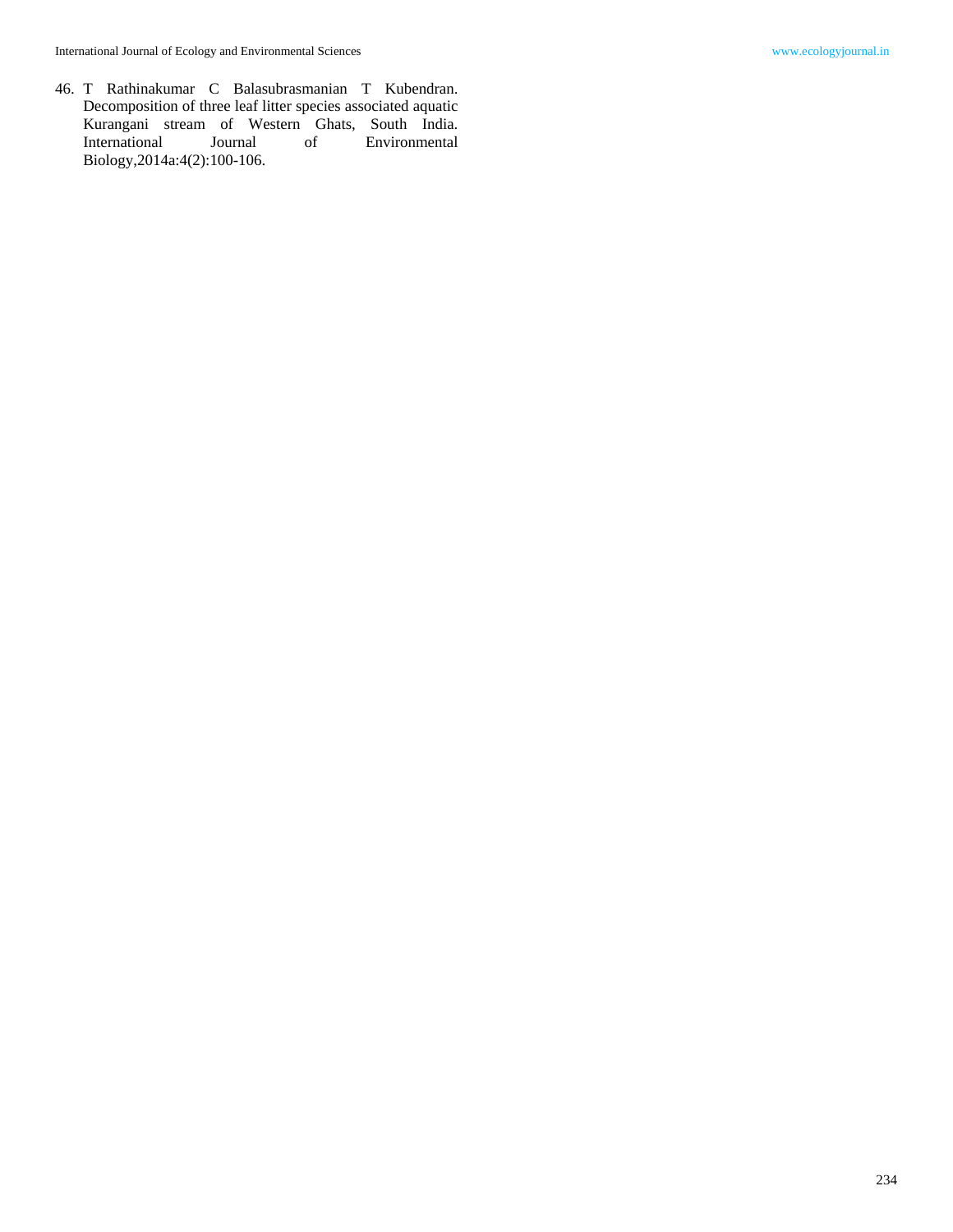46. T Rathinakumar C Balasubrasmanian T Kubendran. Decomposition of three leaf litter species associated aquatic Kurangani stream of Western Ghats, South India. International Journal of Environmental Biology,2014a:4(2):100-106.